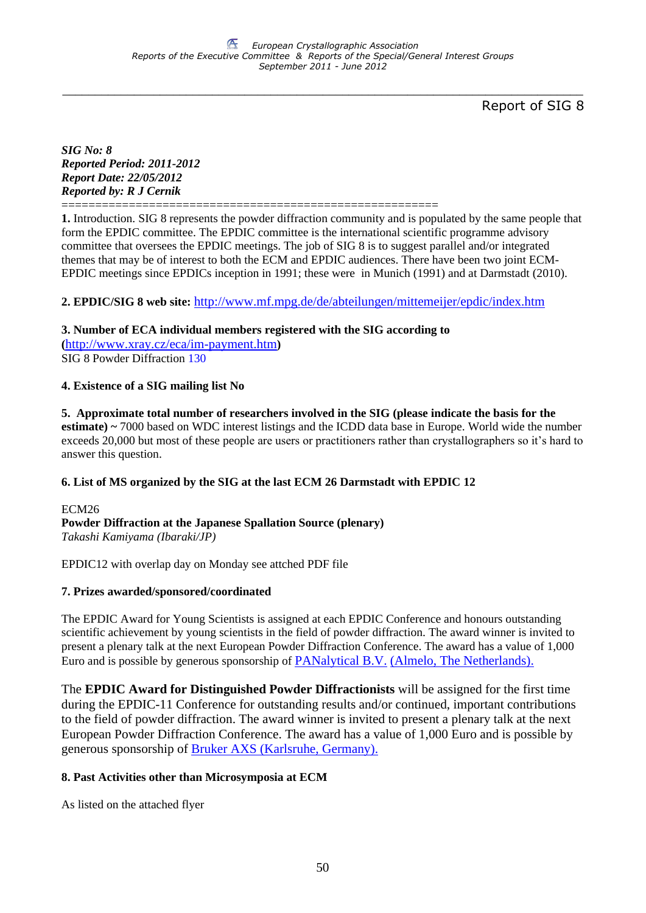# Report of SIG 8

***SIG No: 8***
***Reported Period: 2011-2012***
***Report Date: 22/05/2012***
***Reported by: R J Cernik***

=====================================================

**1.** Introduction. SIG 8 represents the powder diffraction community and is populated by the same people that form the EPDIC committee. The EPDIC committee is the international scientific programme advisory committee that oversees the EPDIC meetings. The job of SIG 8 is to suggest parallel and/or integrated themes that may be of interest to both the ECM and EPDIC audiences. There have been two joint ECM-EPDIC meetings since EPDICs inception in 1991; these were in Munich (1991) and at Darmstadt (2010).

**2. EPDIC/SIG 8 web site:** http://www.mf.mpg.de/de/abteilungen/mittemeijer/epdic/index.htm

**3. Number of ECA individual members registered with the SIG according to (**http://www.xray.cz/eca/im-payment.htm**)**
SIG 8 Powder Diffraction 130

**4. Existence of a SIG mailing list No**

**5. Approximate total number of researchers involved in the SIG (please indicate the basis for the estimate) ~** 7000 based on WDC interest listings and the ICDD data base in Europe. World wide the number exceeds 20,000 but most of these people are users or practitioners rather than crystallographers so it's hard to answer this question.

**6. List of MS organized by the SIG at the last ECM 26 Darmstadt with EPDIC 12**

ECM26
**Powder Diffraction at the Japanese Spallation Source (plenary)**
*Takashi Kamiyama (Ibaraki/JP)*

EPDIC12 with overlap day on Monday see attched PDF file

**7. Prizes awarded/sponsored/coordinated**

The EPDIC Award for Young Scientists is assigned at each EPDIC Conference and honours outstanding scientific achievement by young scientists in the field of powder diffraction. The award winner is invited to present a plenary talk at the next European Powder Diffraction Conference. The award has a value of 1,000 Euro and is possible by generous sponsorship of PANalytical B.V. (Almelo, The Netherlands).

The **EPDIC Award for Distinguished Powder Diffractionists** will be assigned for the first time during the EPDIC-11 Conference for outstanding results and/or continued, important contributions to the field of powder diffraction. The award winner is invited to present a plenary talk at the next European Powder Diffraction Conference. The award has a value of 1,000 Euro and is possible by generous sponsorship of Bruker AXS (Karlsruhe, Germany).

**8. Past Activities other than Microsymposia at ECM**

As listed on the attached flyer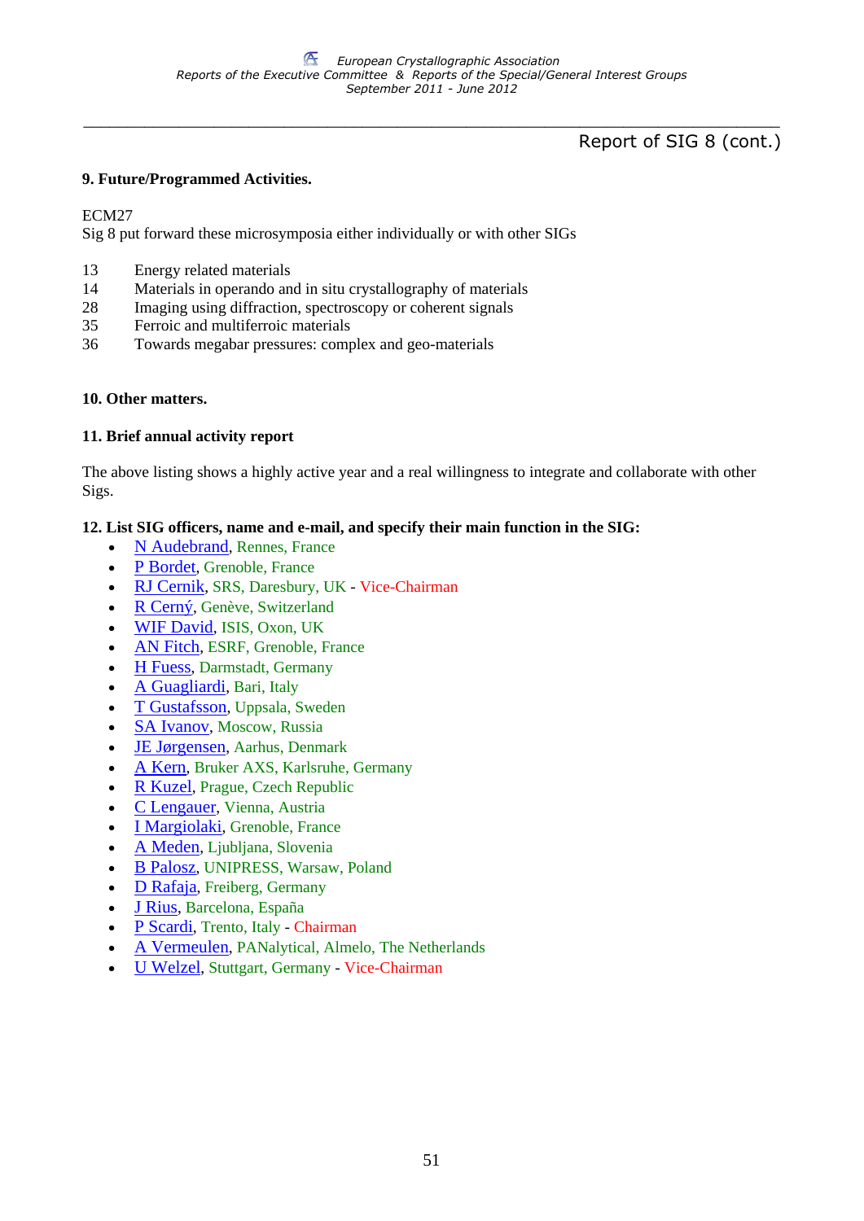Report of SIG 8 (cont.)

**9. Future/Programmed Activities.**

ECM27
Sig 8 put forward these microsymposia either individually or with other SIGs

| | |
|---|---|
| 13 | Energy related materials |
| 14 | Materials in operando and in situ crystallography of materials |
| 28 | Imaging using diffraction, spectroscopy or coherent signals |
| 35 | Ferroic and multiferroic materials |
| 36 | Towards megabar pressures: complex and geo-materials |

**10. Other matters.**

**11. Brief annual activity report**

The above listing shows a highly active year and a real willingness to integrate and collaborate with other Sigs.

**12. List SIG officers, name and e-mail, and specify their main function in the SIG:**

- N Audebrand, Rennes, France
- P Bordet, Grenoble, France
- RJ Cernik, SRS, Daresbury, UK - Vice-Chairman
- R Cerný, Genève, Switzerland
- WIF David, ISIS, Oxon, UK
- AN Fitch, ESRF, Grenoble, France
- H Fuess, Darmstadt, Germany
- A Guagliardi, Bari, Italy
- T Gustafsson, Uppsala, Sweden
- SA Ivanov, Moscow, Russia
- JE Jørgensen, Aarhus, Denmark
- A Kern, Bruker AXS, Karlsruhe, Germany
- R Kuzel, Prague, Czech Republic
- C Lengauer, Vienna, Austria
- I Margiolaki, Grenoble, France
- A Meden, Ljubljana, Slovenia
- B Palosz, UNIPRESS, Warsaw, Poland
- D Rafaja, Freiberg, Germany
- J Rius, Barcelona, España
- P Scardi, Trento, Italy - Chairman
- A Vermeulen, PANalytical, Almelo, The Netherlands
- U Welzel, Stuttgart, Germany - Vice-Chairman